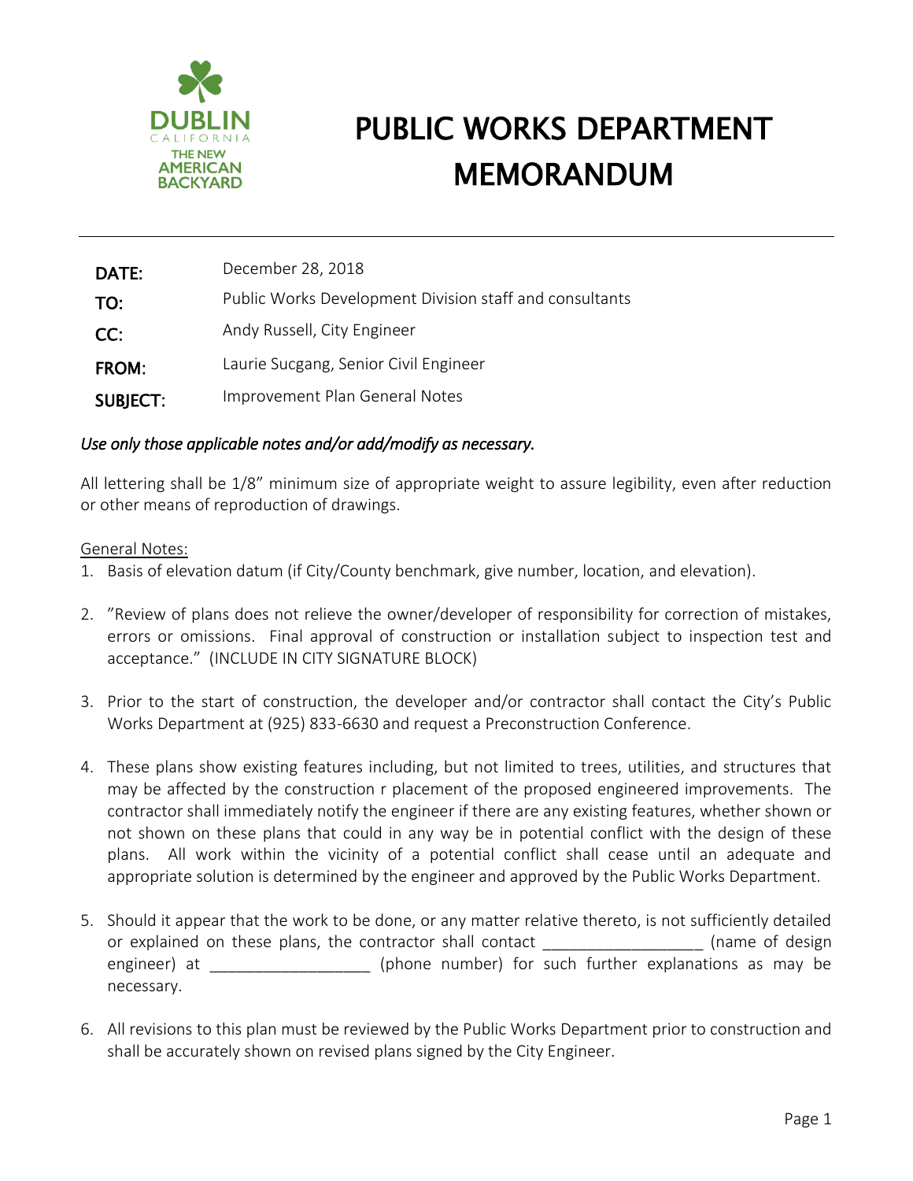# PUBLIC WORKS DEPARTMENT MEMORANDUM

DUBLIN CALIFORNIA THE NEW AMERICAN BACKYARD

| | |
|---|---|
| **DATE:** | December 28, 2018 |
| **TO:** | Public Works Development Division staff and consultants |
| **CC:** | Andy Russell, City Engineer |
| **FROM:** | Laurie Sucgang, Senior Civil Engineer |
| **SUBJECT:** | Improvement Plan General Notes |

*Use only those applicable notes and/or add/modify as necessary.*

All lettering shall be 1/8" minimum size of appropriate weight to assure legibility, even after reduction or other means of reproduction of drawings.

<u>General Notes:</u>

1. Basis of elevation datum (if City/County benchmark, give number, location, and elevation).

2. "Review of plans does not relieve the owner/developer of responsibility for correction of mistakes, errors or omissions. Final approval of construction or installation subject to inspection test and acceptance." (INCLUDE IN CITY SIGNATURE BLOCK)

3. Prior to the start of construction, the developer and/or contractor shall contact the City's Public Works Department at (925) 833-6630 and request a Preconstruction Conference.

4. These plans show existing features including, but not limited to trees, utilities, and structures that may be affected by the construction r placement of the proposed engineered improvements. The contractor shall immediately notify the engineer if there are any existing features, whether shown or not shown on these plans that could in any way be in potential conflict with the design of these plans. All work within the vicinity of a potential conflict shall cease until an adequate and appropriate solution is determined by the engineer and approved by the Public Works Department.

5. Should it appear that the work to be done, or any matter relative thereto, is not sufficiently detailed or explained on these plans, the contractor shall contact __________________ (name of design engineer) at __________________ (phone number) for such further explanations as may be necessary.

6. All revisions to this plan must be reviewed by the Public Works Department prior to construction and shall be accurately shown on revised plans signed by the City Engineer.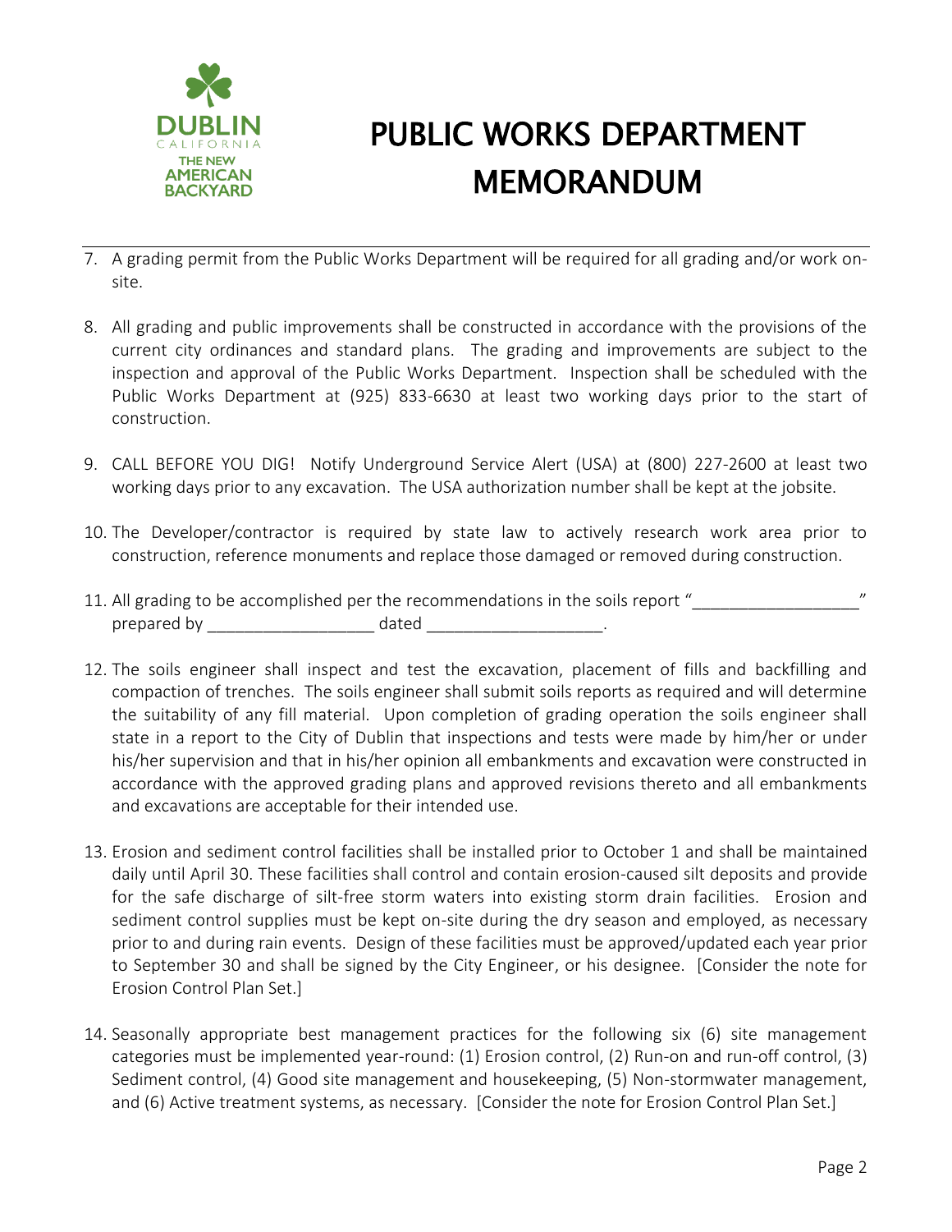7. A grading permit from the Public Works Department will be required for all grading and/or work on-site.

8. All grading and public improvements shall be constructed in accordance with the provisions of the current city ordinances and standard plans. The grading and improvements are subject to the inspection and approval of the Public Works Department. Inspection shall be scheduled with the Public Works Department at (925) 833-6630 at least two working days prior to the start of construction.

9. CALL BEFORE YOU DIG! Notify Underground Service Alert (USA) at (800) 227-2600 at least two working days prior to any excavation. The USA authorization number shall be kept at the jobsite.

10. The Developer/contractor is required by state law to actively research work area prior to construction, reference monuments and replace those damaged or removed during construction.

11. All grading to be accomplished per the recommendations in the soils report "__________________" prepared by __________________ dated ___________________.

12. The soils engineer shall inspect and test the excavation, placement of fills and backfilling and compaction of trenches. The soils engineer shall submit soils reports as required and will determine the suitability of any fill material. Upon completion of grading operation the soils engineer shall state in a report to the City of Dublin that inspections and tests were made by him/her or under his/her supervision and that in his/her opinion all embankments and excavation were constructed in accordance with the approved grading plans and approved revisions thereto and all embankments and excavations are acceptable for their intended use.

13. Erosion and sediment control facilities shall be installed prior to October 1 and shall be maintained daily until April 30. These facilities shall control and contain erosion-caused silt deposits and provide for the safe discharge of silt-free storm waters into existing storm drain facilities. Erosion and sediment control supplies must be kept on-site during the dry season and employed, as necessary prior to and during rain events. Design of these facilities must be approved/updated each year prior to September 30 and shall be signed by the City Engineer, or his designee. [Consider the note for Erosion Control Plan Set.]

14. Seasonally appropriate best management practices for the following six (6) site management categories must be implemented year-round: (1) Erosion control, (2) Run-on and run-off control, (3) Sediment control, (4) Good site management and housekeeping, (5) Non-stormwater management, and (6) Active treatment systems, as necessary. [Consider the note for Erosion Control Plan Set.]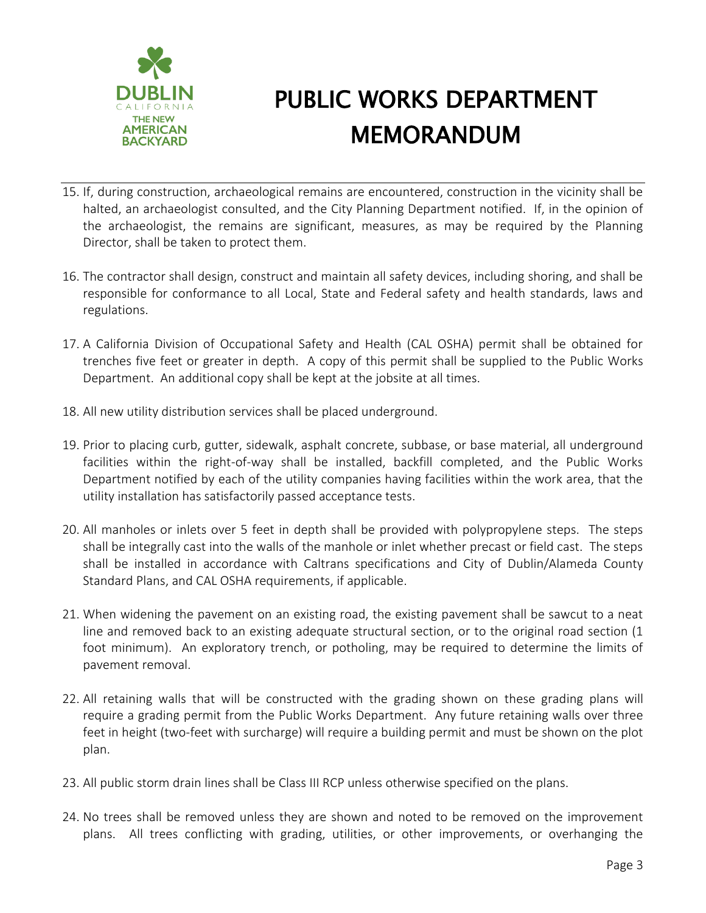15. If, during construction, archaeological remains are encountered, construction in the vicinity shall be halted, an archaeologist consulted, and the City Planning Department notified. If, in the opinion of the archaeologist, the remains are significant, measures, as may be required by the Planning Director, shall be taken to protect them.

16. The contractor shall design, construct and maintain all safety devices, including shoring, and shall be responsible for conformance to all Local, State and Federal safety and health standards, laws and regulations.

17. A California Division of Occupational Safety and Health (CAL OSHA) permit shall be obtained for trenches five feet or greater in depth. A copy of this permit shall be supplied to the Public Works Department. An additional copy shall be kept at the jobsite at all times.

18. All new utility distribution services shall be placed underground.

19. Prior to placing curb, gutter, sidewalk, asphalt concrete, subbase, or base material, all underground facilities within the right-of-way shall be installed, backfill completed, and the Public Works Department notified by each of the utility companies having facilities within the work area, that the utility installation has satisfactorily passed acceptance tests.

20. All manholes or inlets over 5 feet in depth shall be provided with polypropylene steps. The steps shall be integrally cast into the walls of the manhole or inlet whether precast or field cast. The steps shall be installed in accordance with Caltrans specifications and City of Dublin/Alameda County Standard Plans, and CAL OSHA requirements, if applicable.

21. When widening the pavement on an existing road, the existing pavement shall be sawcut to a neat line and removed back to an existing adequate structural section, or to the original road section (1 foot minimum). An exploratory trench, or potholing, may be required to determine the limits of pavement removal.

22. All retaining walls that will be constructed with the grading shown on these grading plans will require a grading permit from the Public Works Department. Any future retaining walls over three feet in height (two-feet with surcharge) will require a building permit and must be shown on the plot plan.

23. All public storm drain lines shall be Class III RCP unless otherwise specified on the plans.

24. No trees shall be removed unless they are shown and noted to be removed on the improvement plans. All trees conflicting with grading, utilities, or other improvements, or overhanging the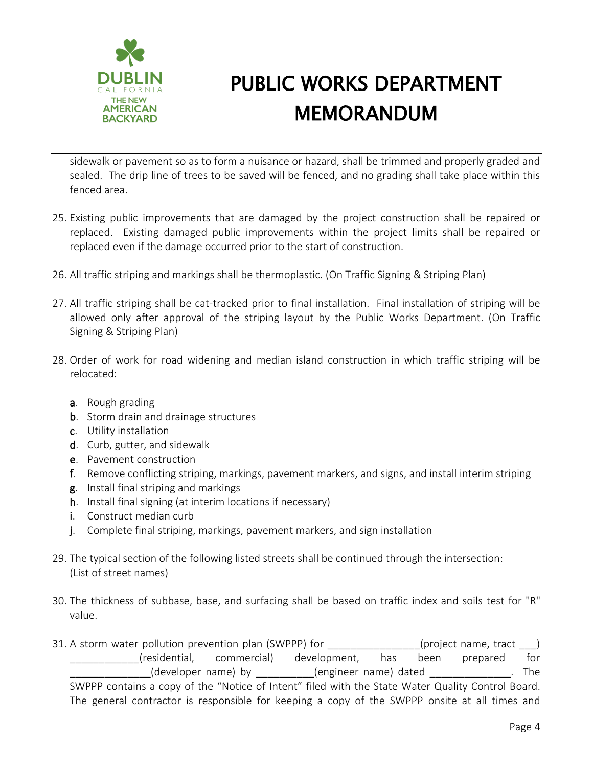sidewalk or pavement so as to form a nuisance or hazard, shall be trimmed and properly graded and sealed. The drip line of trees to be saved will be fenced, and no grading shall take place within this fenced area.

25. Existing public improvements that are damaged by the project construction shall be repaired or replaced. Existing damaged public improvements within the project limits shall be repaired or replaced even if the damage occurred prior to the start of construction.

26. All traffic striping and markings shall be thermoplastic. (On Traffic Signing & Striping Plan)

27. All traffic striping shall be cat-tracked prior to final installation. Final installation of striping will be allowed only after approval of the striping layout by the Public Works Department. (On Traffic Signing & Striping Plan)

28. Order of work for road widening and median island construction in which traffic striping will be relocated:

    a. Rough grading
    b. Storm drain and drainage structures
    c. Utility installation
    d. Curb, gutter, and sidewalk
    e. Pavement construction
    f. Remove conflicting striping, markings, pavement markers, and signs, and install interim striping
    g. Install final striping and markings
    h. Install final signing (at interim locations if necessary)
    i. Construct median curb
    j. Complete final striping, markings, pavement markers, and sign installation

29. The typical section of the following listed streets shall be continued through the intersection: (List of street names)

30. The thickness of subbase, base, and surfacing shall be based on traffic index and soils test for "R" value.

31. A storm water pollution prevention plan (SWPPP) for ________________(project name, tract ___) ____________(residential, commercial) development, has been prepared for ______________(developer name) by __________(engineer name) dated ______________. The SWPPP contains a copy of the "Notice of Intent" filed with the State Water Quality Control Board. The general contractor is responsible for keeping a copy of the SWPPP onsite at all times and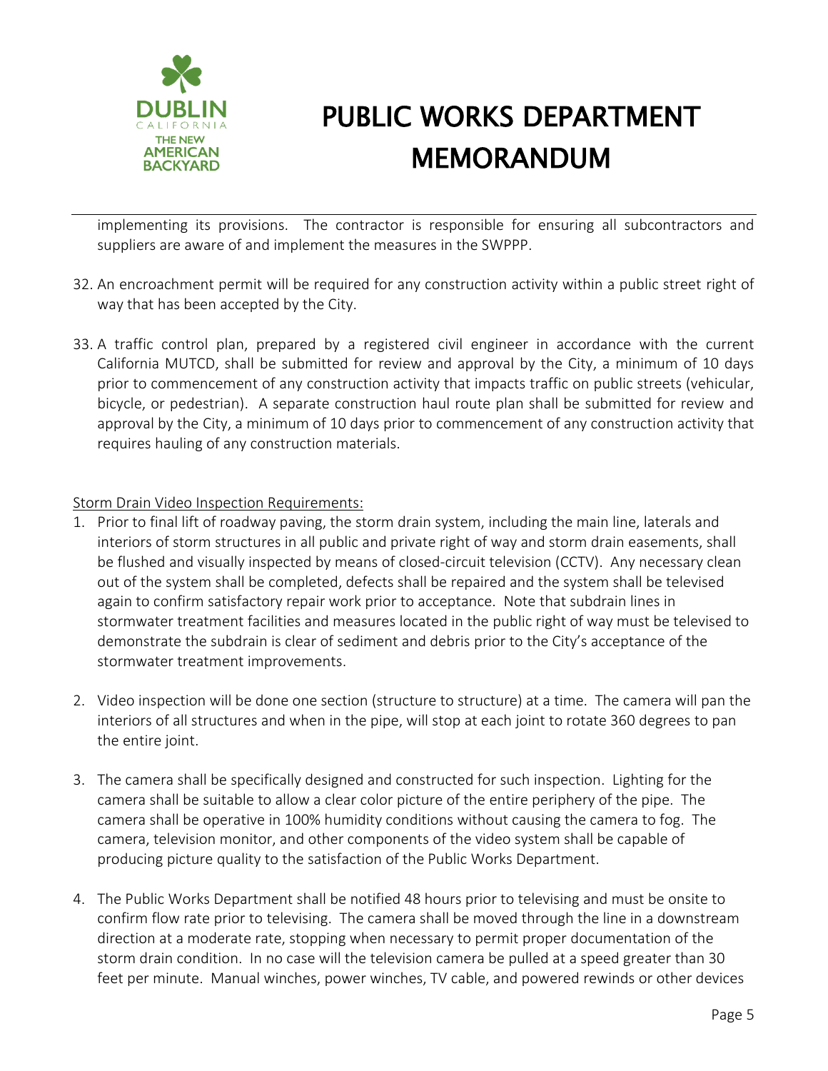implementing its provisions. The contractor is responsible for ensuring all subcontractors and suppliers are aware of and implement the measures in the SWPPP.

32. An encroachment permit will be required for any construction activity within a public street right of way that has been accepted by the City.

33. A traffic control plan, prepared by a registered civil engineer in accordance with the current California MUTCD, shall be submitted for review and approval by the City, a minimum of 10 days prior to commencement of any construction activity that impacts traffic on public streets (vehicular, bicycle, or pedestrian). A separate construction haul route plan shall be submitted for review and approval by the City, a minimum of 10 days prior to commencement of any construction activity that requires hauling of any construction materials.

<u>Storm Drain Video Inspection Requirements:</u>

1. Prior to final lift of roadway paving, the storm drain system, including the main line, laterals and interiors of storm structures in all public and private right of way and storm drain easements, shall be flushed and visually inspected by means of closed-circuit television (CCTV). Any necessary clean out of the system shall be completed, defects shall be repaired and the system shall be televised again to confirm satisfactory repair work prior to acceptance. Note that subdrain lines in stormwater treatment facilities and measures located in the public right of way must be televised to demonstrate the subdrain is clear of sediment and debris prior to the City's acceptance of the stormwater treatment improvements.

2. Video inspection will be done one section (structure to structure) at a time. The camera will pan the interiors of all structures and when in the pipe, will stop at each joint to rotate 360 degrees to pan the entire joint.

3. The camera shall be specifically designed and constructed for such inspection. Lighting for the camera shall be suitable to allow a clear color picture of the entire periphery of the pipe. The camera shall be operative in 100% humidity conditions without causing the camera to fog. The camera, television monitor, and other components of the video system shall be capable of producing picture quality to the satisfaction of the Public Works Department.

4. The Public Works Department shall be notified 48 hours prior to televising and must be onsite to confirm flow rate prior to televising. The camera shall be moved through the line in a downstream direction at a moderate rate, stopping when necessary to permit proper documentation of the storm drain condition. In no case will the television camera be pulled at a speed greater than 30 feet per minute. Manual winches, power winches, TV cable, and powered rewinds or other devices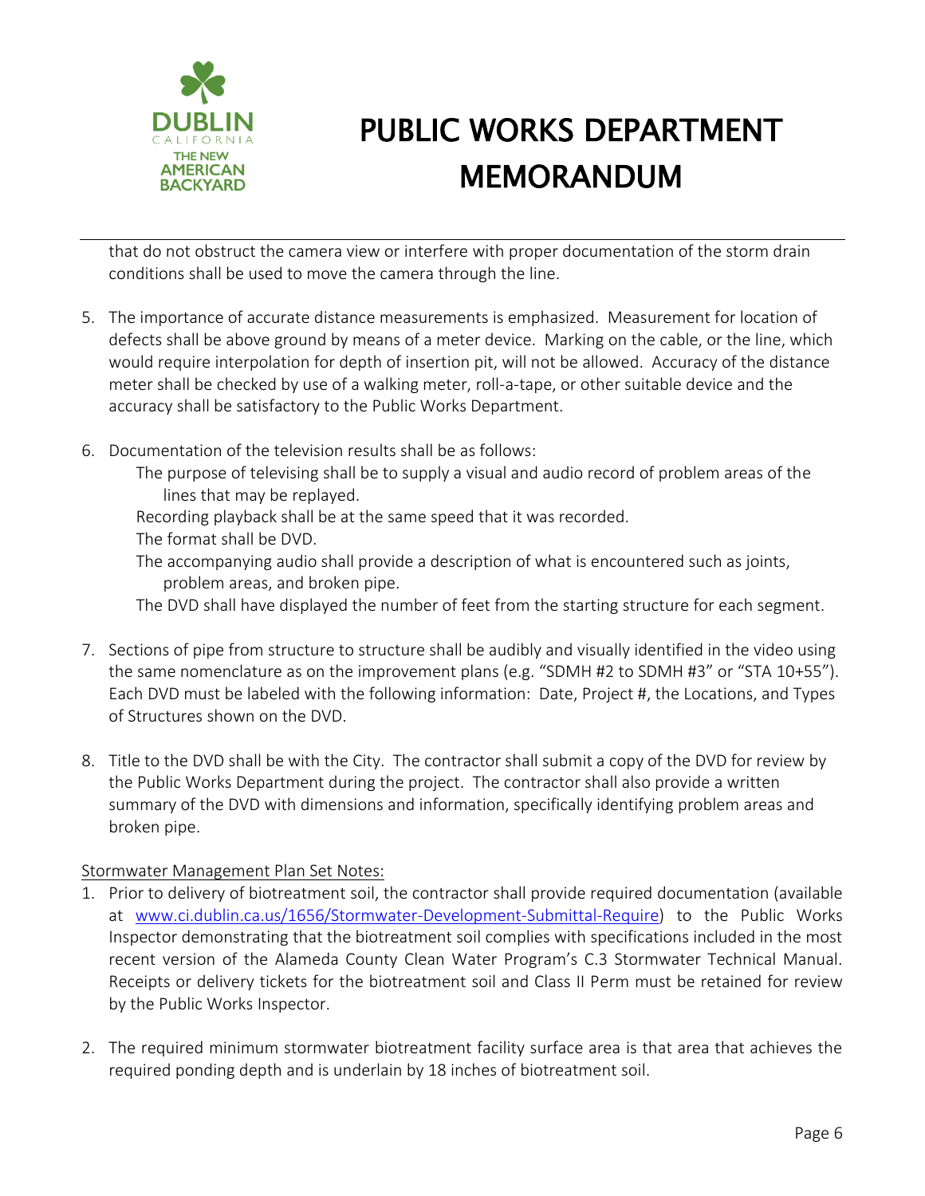that do not obstruct the camera view or interfere with proper documentation of the storm drain conditions shall be used to move the camera through the line.

5. The importance of accurate distance measurements is emphasized. Measurement for location of defects shall be above ground by means of a meter device. Marking on the cable, or the line, which would require interpolation for depth of insertion pit, will not be allowed. Accuracy of the distance meter shall be checked by use of a walking meter, roll-a-tape, or other suitable device and the accuracy shall be satisfactory to the Public Works Department.

6. Documentation of the television results shall be as follows:

   The purpose of televising shall be to supply a visual and audio record of problem areas of the lines that may be replayed.

   Recording playback shall be at the same speed that it was recorded.

   The format shall be DVD.

   The accompanying audio shall provide a description of what is encountered such as joints, problem areas, and broken pipe.

   The DVD shall have displayed the number of feet from the starting structure for each segment.

7. Sections of pipe from structure to structure shall be audibly and visually identified in the video using the same nomenclature as on the improvement plans (e.g. "SDMH #2 to SDMH #3" or "STA 10+55"). Each DVD must be labeled with the following information: Date, Project #, the Locations, and Types of Structures shown on the DVD.

8. Title to the DVD shall be with the City. The contractor shall submit a copy of the DVD for review by the Public Works Department during the project. The contractor shall also provide a written summary of the DVD with dimensions and information, specifically identifying problem areas and broken pipe.

Stormwater Management Plan Set Notes:

1. Prior to delivery of biotreatment soil, the contractor shall provide required documentation (available at [www.ci.dublin.ca.us/1656/Stormwater-Development-Submittal-Require](www.ci.dublin.ca.us/1656/Stormwater-Development-Submittal-Require)) to the Public Works Inspector demonstrating that the biotreatment soil complies with specifications included in the most recent version of the Alameda County Clean Water Program's C.3 Stormwater Technical Manual. Receipts or delivery tickets for the biotreatment soil and Class II Perm must be retained for review by the Public Works Inspector.

2. The required minimum stormwater biotreatment facility surface area is that area that achieves the required ponding depth and is underlain by 18 inches of biotreatment soil.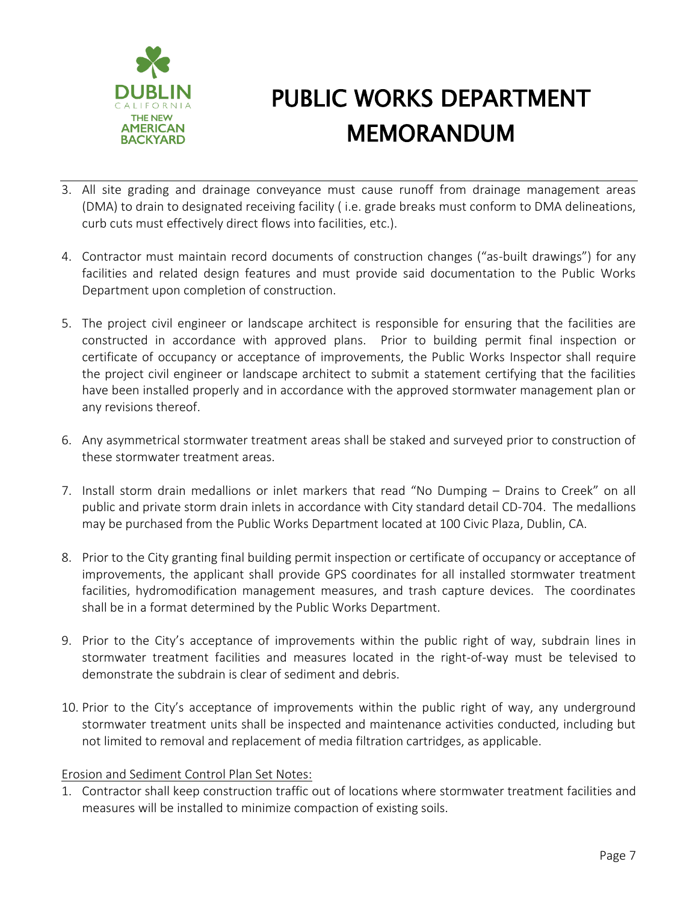3. All site grading and drainage conveyance must cause runoff from drainage management areas (DMA) to drain to designated receiving facility ( i.e. grade breaks must conform to DMA delineations, curb cuts must effectively direct flows into facilities, etc.).

4. Contractor must maintain record documents of construction changes ("as-built drawings") for any facilities and related design features and must provide said documentation to the Public Works Department upon completion of construction.

5. The project civil engineer or landscape architect is responsible for ensuring that the facilities are constructed in accordance with approved plans. Prior to building permit final inspection or certificate of occupancy or acceptance of improvements, the Public Works Inspector shall require the project civil engineer or landscape architect to submit a statement certifying that the facilities have been installed properly and in accordance with the approved stormwater management plan or any revisions thereof.

6. Any asymmetrical stormwater treatment areas shall be staked and surveyed prior to construction of these stormwater treatment areas.

7. Install storm drain medallions or inlet markers that read "No Dumping – Drains to Creek" on all public and private storm drain inlets in accordance with City standard detail CD-704. The medallions may be purchased from the Public Works Department located at 100 Civic Plaza, Dublin, CA.

8. Prior to the City granting final building permit inspection or certificate of occupancy or acceptance of improvements, the applicant shall provide GPS coordinates for all installed stormwater treatment facilities, hydromodification management measures, and trash capture devices. The coordinates shall be in a format determined by the Public Works Department.

9. Prior to the City's acceptance of improvements within the public right of way, subdrain lines in stormwater treatment facilities and measures located in the right-of-way must be televised to demonstrate the subdrain is clear of sediment and debris.

10. Prior to the City's acceptance of improvements within the public right of way, any underground stormwater treatment units shall be inspected and maintenance activities conducted, including but not limited to removal and replacement of media filtration cartridges, as applicable.

Erosion and Sediment Control Plan Set Notes:

1. Contractor shall keep construction traffic out of locations where stormwater treatment facilities and measures will be installed to minimize compaction of existing soils.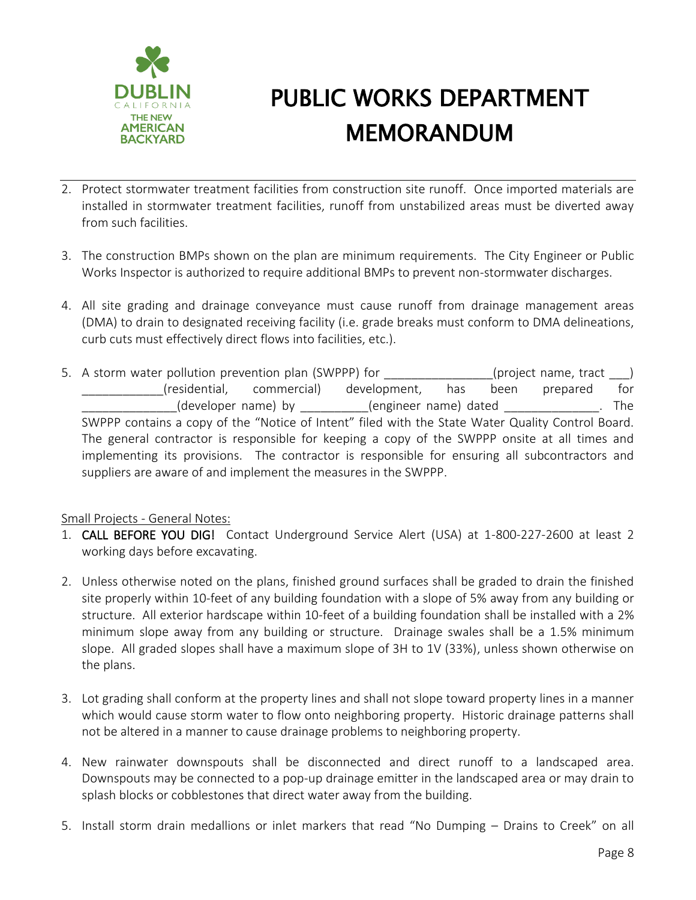2. Protect stormwater treatment facilities from construction site runoff. Once imported materials are installed in stormwater treatment facilities, runoff from unstabilized areas must be diverted away from such facilities.

3. The construction BMPs shown on the plan are minimum requirements. The City Engineer or Public Works Inspector is authorized to require additional BMPs to prevent non-stormwater discharges.

4. All site grading and drainage conveyance must cause runoff from drainage management areas (DMA) to drain to designated receiving facility (i.e. grade breaks must conform to DMA delineations, curb cuts must effectively direct flows into facilities, etc.).

5. A storm water pollution prevention plan (SWPPP) for ________________(project name, tract ___) ____________(residential, commercial) development, has been prepared for ______________(developer name) by __________(engineer name) dated ______________. The SWPPP contains a copy of the "Notice of Intent" filed with the State Water Quality Control Board. The general contractor is responsible for keeping a copy of the SWPPP onsite at all times and implementing its provisions. The contractor is responsible for ensuring all subcontractors and suppliers are aware of and implement the measures in the SWPPP.

<u>Small Projects - General Notes:</u>

1. **CALL BEFORE YOU DIG!** Contact Underground Service Alert (USA) at 1-800-227-2600 at least 2 working days before excavating.

2. Unless otherwise noted on the plans, finished ground surfaces shall be graded to drain the finished site properly within 10-feet of any building foundation with a slope of 5% away from any building or structure. All exterior hardscape within 10-feet of a building foundation shall be installed with a 2% minimum slope away from any building or structure. Drainage swales shall be a 1.5% minimum slope. All graded slopes shall have a maximum slope of 3H to 1V (33%), unless shown otherwise on the plans.

3. Lot grading shall conform at the property lines and shall not slope toward property lines in a manner which would cause storm water to flow onto neighboring property. Historic drainage patterns shall not be altered in a manner to cause drainage problems to neighboring property.

4. New rainwater downspouts shall be disconnected and direct runoff to a landscaped area. Downspouts may be connected to a pop-up drainage emitter in the landscaped area or may drain to splash blocks or cobblestones that direct water away from the building.

5. Install storm drain medallions or inlet markers that read "No Dumping – Drains to Creek" on all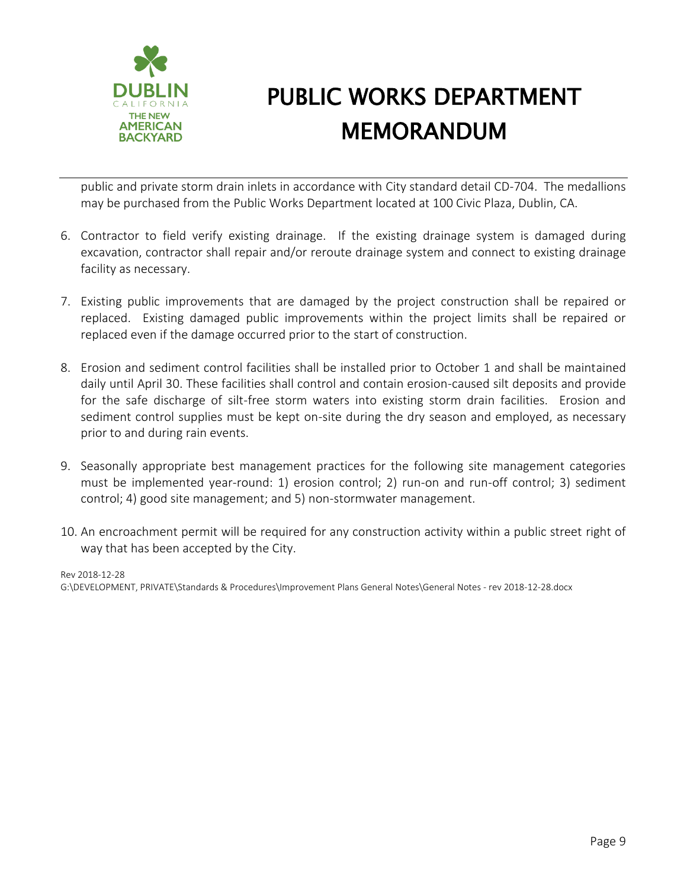public and private storm drain inlets in accordance with City standard detail CD-704. The medallions may be purchased from the Public Works Department located at 100 Civic Plaza, Dublin, CA.

6. Contractor to field verify existing drainage. If the existing drainage system is damaged during excavation, contractor shall repair and/or reroute drainage system and connect to existing drainage facility as necessary.

7. Existing public improvements that are damaged by the project construction shall be repaired or replaced. Existing damaged public improvements within the project limits shall be repaired or replaced even if the damage occurred prior to the start of construction.

8. Erosion and sediment control facilities shall be installed prior to October 1 and shall be maintained daily until April 30. These facilities shall control and contain erosion-caused silt deposits and provide for the safe discharge of silt-free storm waters into existing storm drain facilities. Erosion and sediment control supplies must be kept on-site during the dry season and employed, as necessary prior to and during rain events.

9. Seasonally appropriate best management practices for the following site management categories must be implemented year-round: 1) erosion control; 2) run-on and run-off control; 3) sediment control; 4) good site management; and 5) non-stormwater management.

10. An encroachment permit will be required for any construction activity within a public street right of way that has been accepted by the City.

Rev 2018-12-28
G:\DEVELOPMENT, PRIVATE\Standards & Procedures\Improvement Plans General Notes\General Notes - rev 2018-12-28.docx